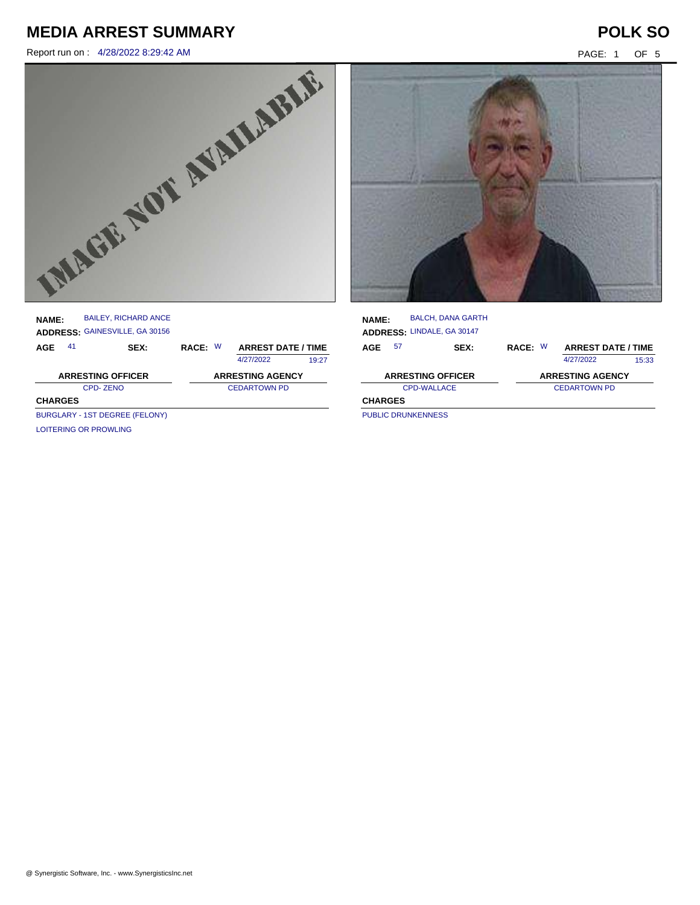# MEDIA ARREST SUMMARY

**POLK SO**

Report run on : 4/28/2022 8:29:42 AM

**NAME:** BAILEY, RICHARD ANCE
**ADDRESS:** GAINESVILLE, GA 30156

| AGE | SEX: | RACE: | ARREST DATE / TIME | |
|---|---|---|---|---|
| 41 | | W | 4/27/2022 | 19:27 |

| ARRESTING OFFICER | ARRESTING AGENCY |
|---|---|
| CPD- ZENO | CEDARTOWN PD |

**CHARGES**

BURGLARY - 1ST DEGREE (FELONY)
LOITERING OR PROWLING

**NAME:** BALCH, DANA GARTH
**ADDRESS:** LINDALE, GA 30147

| AGE | SEX: | RACE: | ARREST DATE / TIME | |
|---|---|---|---|---|
| 57 | | W | 4/27/2022 | 15:33 |

| ARRESTING OFFICER | ARRESTING AGENCY |
|---|---|
| CPD-WALLACE | CEDARTOWN PD |

**CHARGES**

PUBLIC DRUNKENNESS

@ Synergistic Software, Inc. - www.SynergisticsInc.net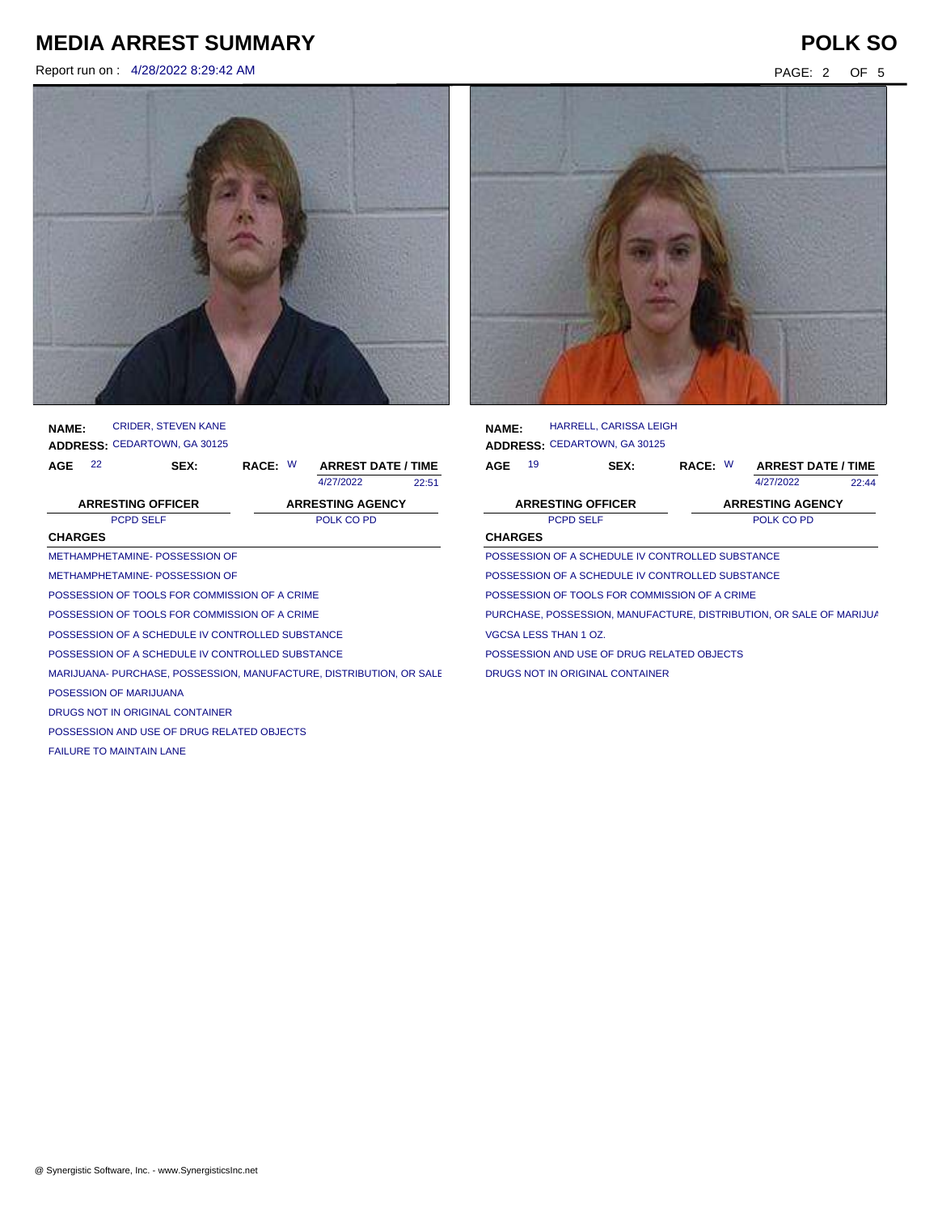# MEDIA ARREST SUMMARY

**POLK SO**

Report run on : 4/28/2022 8:29:42 AM

**NAME:** CRIDER, STEVEN KANE
**ADDRESS:** CEDARTOWN, GA 30125

| AGE | SEX: | RACE: | ARREST DATE / TIME | |
|---|---|---|---|---|
| 22 | | W | 4/27/2022 | 22:51 |

| ARRESTING OFFICER | ARRESTING AGENCY |
|---|---|
| PCPD SELF | POLK CO PD |

**CHARGES**

METHAMPHETAMINE- POSSESSION OF
METHAMPHETAMINE- POSSESSION OF
POSSESSION OF TOOLS FOR COMMISSION OF A CRIME
POSSESSION OF TOOLS FOR COMMISSION OF A CRIME
POSSESSION OF A SCHEDULE IV CONTROLLED SUBSTANCE
POSSESSION OF A SCHEDULE IV CONTROLLED SUBSTANCE
MARIJUANA- PURCHASE, POSSESSION, MANUFACTURE, DISTRIBUTION, OR SALE
POSESSION OF MARIJUANA
DRUGS NOT IN ORIGINAL CONTAINER
POSSESSION AND USE OF DRUG RELATED OBJECTS
FAILURE TO MAINTAIN LANE

**NAME:** HARRELL, CARISSA LEIGH
**ADDRESS:** CEDARTOWN, GA 30125

| AGE | SEX: | RACE: | ARREST DATE / TIME | |
|---|---|---|---|---|
| 19 | | W | 4/27/2022 | 22:44 |

| ARRESTING OFFICER | ARRESTING AGENCY |
|---|---|
| PCPD SELF | POLK CO PD |

**CHARGES**

POSSESSION OF A SCHEDULE IV CONTROLLED SUBSTANCE
POSSESSION OF A SCHEDULE IV CONTROLLED SUBSTANCE
POSSESSION OF TOOLS FOR COMMISSION OF A CRIME
PURCHASE, POSSESSION, MANUFACTURE, DISTRIBUTION, OR SALE OF MARIJUA
VGCSA LESS THAN 1 OZ.
POSSESSION AND USE OF DRUG RELATED OBJECTS
DRUGS NOT IN ORIGINAL CONTAINER

@ Synergistic Software, Inc. - www.SynergisticsInc.net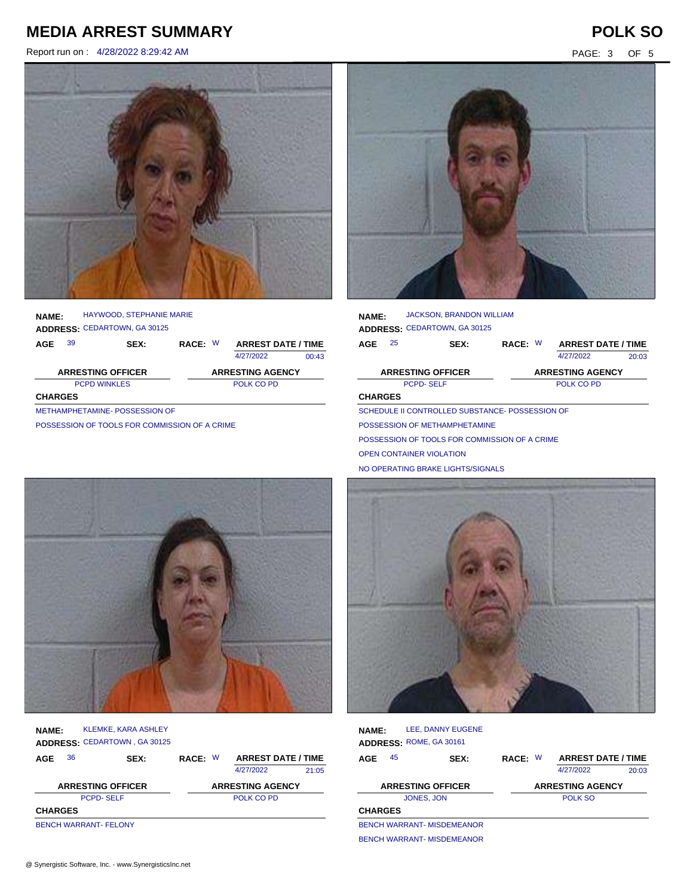# MEDIA ARREST SUMMARY

Report run on : 4/28/2022 8:29:42 AM

**POLK SO**

**NAME:** HAYWOOD, STEPHANIE MARIE
**ADDRESS:** CEDARTOWN, GA 30125

| AGE | SEX: | RACE: | ARREST DATE / TIME | |
|---|---|---|---|---|
| 39 | | W | 4/27/2022 | 00:43 |

| ARRESTING OFFICER | ARRESTING AGENCY |
|---|---|
| PCPD WINKLES | POLK CO PD |

**CHARGES**

METHAMPHETAMINE- POSSESSION OF

POSSESSION OF TOOLS FOR COMMISSION OF A CRIME

**NAME:** JACKSON, BRANDON WILLIAM
**ADDRESS:** CEDARTOWN, GA 30125

| AGE | SEX: | RACE: | ARREST DATE / TIME | |
|---|---|---|---|---|
| 25 | | W | 4/27/2022 | 20:03 |

| ARRESTING OFFICER | ARRESTING AGENCY |
|---|---|
| PCPD- SELF | POLK CO PD |

**CHARGES**

SCHEDULE II CONTROLLED SUBSTANCE- POSSESSION OF

POSSESSION OF METHAMPHETAMINE

POSSESSION OF TOOLS FOR COMMISSION OF A CRIME

OPEN CONTAINER VIOLATION

NO OPERATING BRAKE LIGHTS/SIGNALS

**NAME:** KLEMKE, KARA ASHLEY
**ADDRESS:** CEDARTOWN , GA 30125

| AGE | SEX: | RACE: | ARREST DATE / TIME | |
|---|---|---|---|---|
| 36 | | W | 4/27/2022 | 21:05 |

| ARRESTING OFFICER | ARRESTING AGENCY |
|---|---|
| PCPD- SELF | POLK CO PD |

**CHARGES**

BENCH WARRANT- FELONY

**NAME:** LEE, DANNY EUGENE
**ADDRESS:** ROME, GA 30161

| AGE | SEX: | RACE: | ARREST DATE / TIME | |
|---|---|---|---|---|
| 45 | | W | 4/27/2022 | 20:03 |

| ARRESTING OFFICER | ARRESTING AGENCY |
|---|---|
| JONES, JON | POLK SO |

**CHARGES**

BENCH WARRANT- MISDEMEANOR

BENCH WARRANT- MISDEMEANOR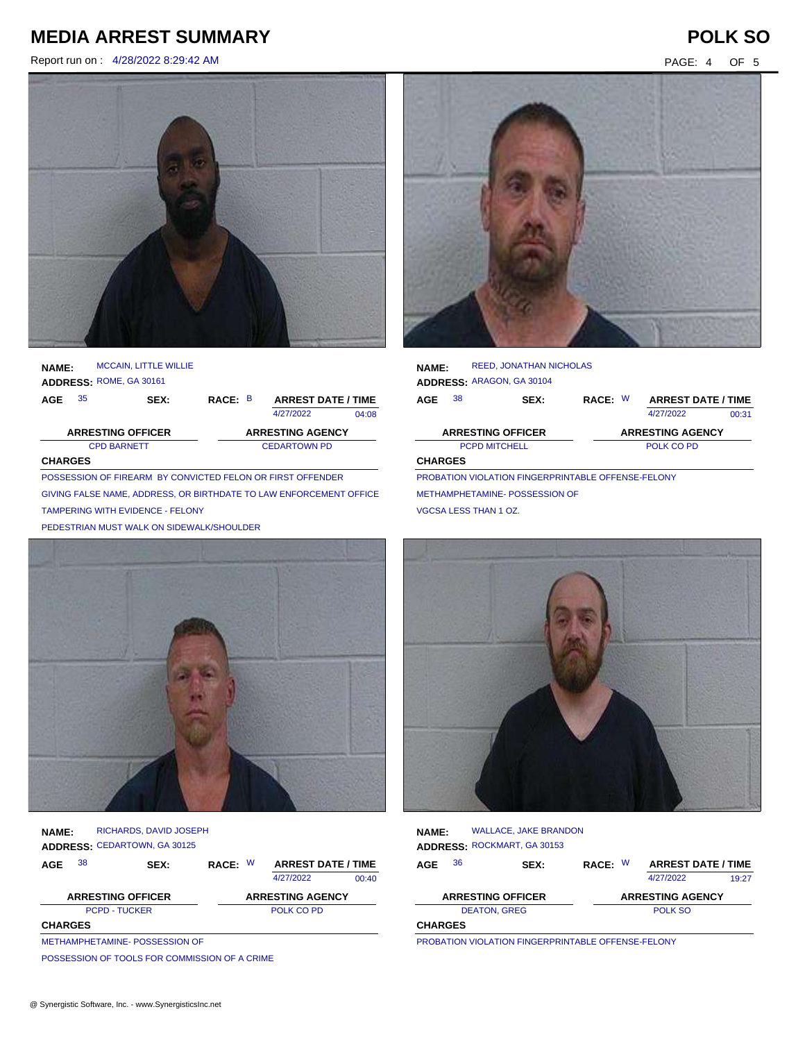# MEDIA ARREST SUMMARY

Report run on : 4/28/2022 8:29:42 AM

**POLK SO**

**NAME:** MCCAIN, LITTLE WILLIE
**ADDRESS:** ROME, GA 30161

| AGE | SEX: | RACE: | ARREST DATE / TIME | |
|---|---|---|---|---|
| 35 | | B | 4/27/2022 | 04:08 |

| ARRESTING OFFICER | ARRESTING AGENCY |
|---|---|
| CPD BARNETT | CEDARTOWN PD |

**CHARGES**

POSSESSION OF FIREARM BY CONVICTED FELON OR FIRST OFFENDER
GIVING FALSE NAME, ADDRESS, OR BIRTHDATE TO LAW ENFORCEMENT OFFICE
TAMPERING WITH EVIDENCE - FELONY
PEDESTRIAN MUST WALK ON SIDEWALK/SHOULDER

**NAME:** REED, JONATHAN NICHOLAS
**ADDRESS:** ARAGON, GA 30104

| AGE | SEX: | RACE: | ARREST DATE / TIME | |
|---|---|---|---|---|
| 38 | | W | 4/27/2022 | 00:31 |

| ARRESTING OFFICER | ARRESTING AGENCY |
|---|---|
| PCPD MITCHELL | POLK CO PD |

**CHARGES**

PROBATION VIOLATION FINGERPRINTABLE OFFENSE-FELONY
METHAMPHETAMINE- POSSESSION OF
VGCSA LESS THAN 1 OZ.

**NAME:** RICHARDS, DAVID JOSEPH
**ADDRESS:** CEDARTOWN, GA 30125

| AGE | SEX: | RACE: | ARREST DATE / TIME | |
|---|---|---|---|---|
| 38 | | W | 4/27/2022 | 00:40 |

| ARRESTING OFFICER | ARRESTING AGENCY |
|---|---|
| PCPD - TUCKER | POLK CO PD |

**CHARGES**

METHAMPHETAMINE- POSSESSION OF
POSSESSION OF TOOLS FOR COMMISSION OF A CRIME

**NAME:** WALLACE, JAKE BRANDON
**ADDRESS:** ROCKMART, GA 30153

| AGE | SEX: | RACE: | ARREST DATE / TIME | |
|---|---|---|---|---|
| 36 | | W | 4/27/2022 | 19:27 |

| ARRESTING OFFICER | ARRESTING AGENCY |
|---|---|
| DEATON, GREG | POLK SO |

**CHARGES**

PROBATION VIOLATION FINGERPRINTABLE OFFENSE-FELONY

@ Synergistic Software, Inc. - www.SynergisticsInc.net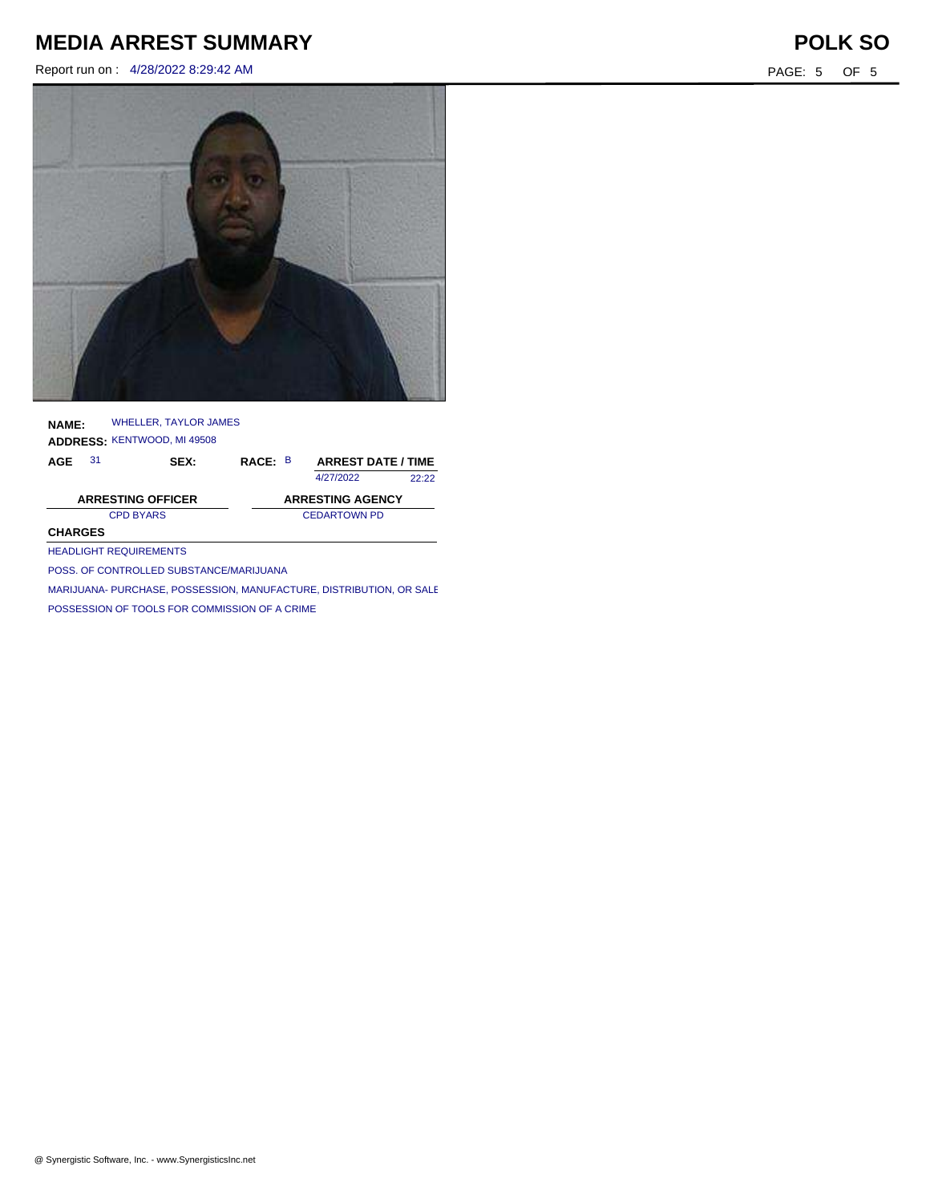# MEDIA ARREST SUMMARY

**POLK SO**

Report run on : 4/28/2022 8:29:42 AM

**NAME:** WHELLER, TAYLOR JAMES

**ADDRESS:** KENTWOOD, MI 49508

**AGE** 31 **SEX:** **RACE:** B

**ARREST DATE / TIME**

4/27/2022 22:22

| ARRESTING OFFICER | ARRESTING AGENCY |
|---|---|
| CPD BYARS | CEDARTOWN PD |

**CHARGES**

HEADLIGHT REQUIREMENTS

POSS. OF CONTROLLED SUBSTANCE/MARIJUANA

MARIJUANA- PURCHASE, POSSESSION, MANUFACTURE, DISTRIBUTION, OR SALE

POSSESSION OF TOOLS FOR COMMISSION OF A CRIME

@ Synergistic Software, Inc. - www.SynergisticsInc.net